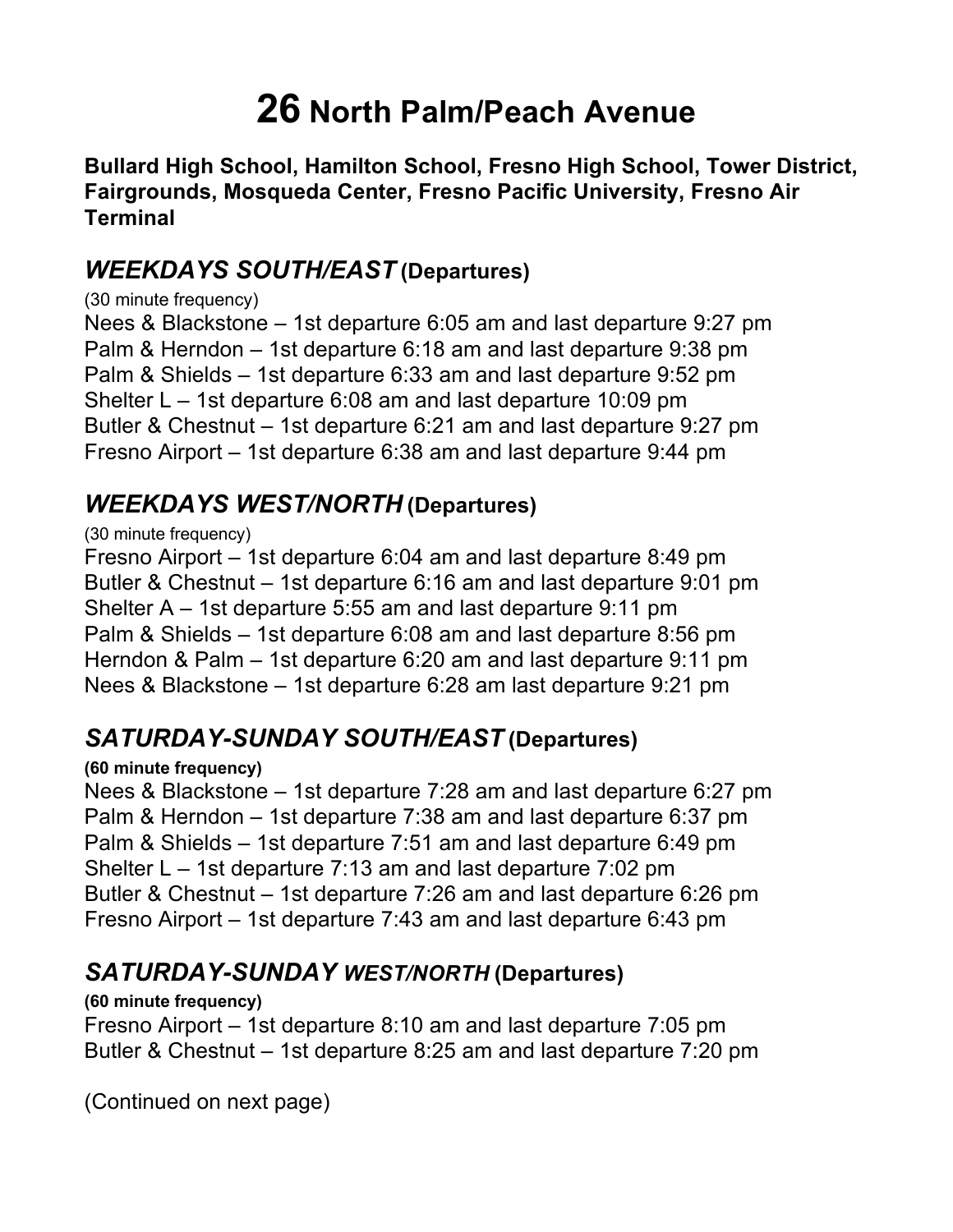# **26** North Palm/Peach Avenue

**Bullard High School, Hamilton School, Fresno High School, Tower District, Fairgrounds, Mosqueda Center, Fresno Pacific University, Fresno Air Terminal**

## *WEEKDAYS SOUTH/EAST* (Departures)

(30 minute frequency)

Nees & Blackstone – 1st departure 6:05 am and last departure 9:27 pm
Palm & Herndon – 1st departure 6:18 am and last departure 9:38 pm
Palm & Shields – 1st departure 6:33 am and last departure 9:52 pm
Shelter L – 1st departure 6:08 am and last departure 10:09 pm
Butler & Chestnut – 1st departure 6:21 am and last departure 9:27 pm
Fresno Airport – 1st departure 6:38 am and last departure 9:44 pm

## *WEEKDAYS WEST/NORTH* (Departures)

(30 minute frequency)

Fresno Airport – 1st departure 6:04 am and last departure 8:49 pm
Butler & Chestnut – 1st departure 6:16 am and last departure 9:01 pm
Shelter A – 1st departure 5:55 am and last departure 9:11 pm
Palm & Shields – 1st departure 6:08 am and last departure 8:56 pm
Herndon & Palm – 1st departure 6:20 am and last departure 9:11 pm
Nees & Blackstone – 1st departure 6:28 am last departure 9:21 pm

## *SATURDAY-SUNDAY SOUTH/EAST* (Departures)

**(60 minute frequency)**

Nees & Blackstone – 1st departure 7:28 am and last departure 6:27 pm
Palm & Herndon – 1st departure 7:38 am and last departure 6:37 pm
Palm & Shields – 1st departure 7:51 am and last departure 6:49 pm
Shelter L – 1st departure 7:13 am and last departure 7:02 pm
Butler & Chestnut – 1st departure 7:26 am and last departure 6:26 pm
Fresno Airport – 1st departure 7:43 am and last departure 6:43 pm

## *SATURDAY-SUNDAY WEST/NORTH* (Departures)

**(60 minute frequency)**

Fresno Airport – 1st departure 8:10 am and last departure 7:05 pm
Butler & Chestnut – 1st departure 8:25 am and last departure 7:20 pm

(Continued on next page)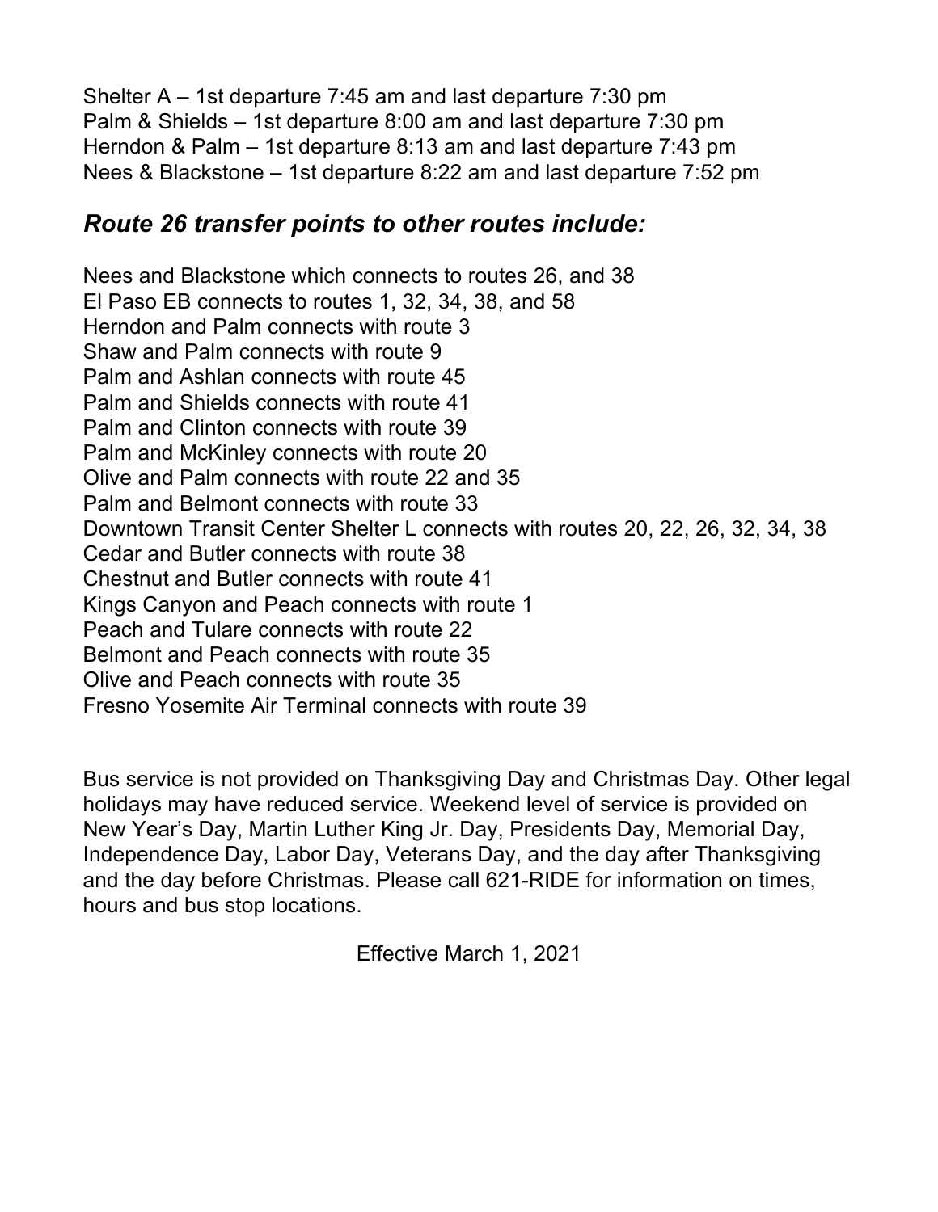Shelter A – 1st departure 7:45 am and last departure 7:30 pm
Palm & Shields – 1st departure 8:00 am and last departure 7:30 pm
Herndon & Palm – 1st departure 8:13 am and last departure 7:43 pm
Nees & Blackstone – 1st departure 8:22 am and last departure 7:52 pm

## *Route 26 transfer points to other routes include:*

Nees and Blackstone which connects to routes 26, and 38
El Paso EB connects to routes 1, 32, 34, 38, and 58
Herndon and Palm connects with route 3
Shaw and Palm connects with route 9
Palm and Ashlan connects with route 45
Palm and Shields connects with route 41
Palm and Clinton connects with route 39
Palm and McKinley connects with route 20
Olive and Palm connects with route 22 and 35
Palm and Belmont connects with route 33
Downtown Transit Center Shelter L connects with routes 20, 22, 26, 32, 34, 38
Cedar and Butler connects with route 38
Chestnut and Butler connects with route 41
Kings Canyon and Peach connects with route 1
Peach and Tulare connects with route 22
Belmont and Peach connects with route 35
Olive and Peach connects with route 35
Fresno Yosemite Air Terminal connects with route 39

Bus service is not provided on Thanksgiving Day and Christmas Day. Other legal holidays may have reduced service. Weekend level of service is provided on New Year's Day, Martin Luther King Jr. Day, Presidents Day, Memorial Day, Independence Day, Labor Day, Veterans Day, and the day after Thanksgiving and the day before Christmas. Please call 621-RIDE for information on times, hours and bus stop locations.

Effective March 1, 2021